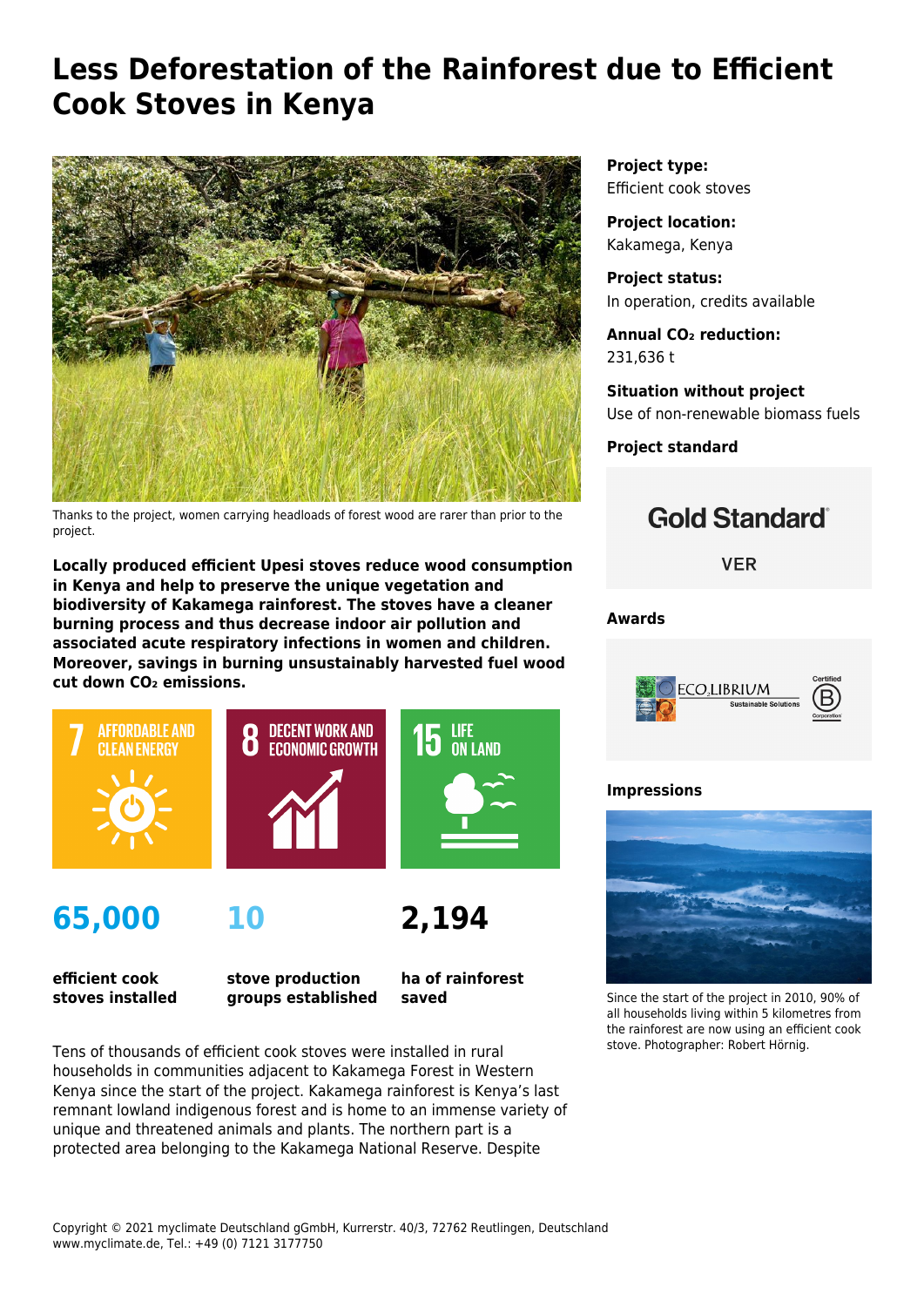# Less Deforestation of the Rainforest due to Efficient Cook Stoves in Kenya

Thanks to the project, women carrying headloads of forest wood are rarer than prior to the project.

**Locally produced efficient Upesi stoves reduce wood consumption in Kenya and help to preserve the unique vegetation and biodiversity of Kakamega rainforest. The stoves have a cleaner burning process and thus decrease indoor air pollution and associated acute respiratory infections in women and children. Moreover, savings in burning unsustainably harvested fuel wood cut down $CO_2$ emissions.**

7 AFFORDABLE AND CLEAN ENERGY

8 DECENT WORK AND ECONOMIC GROWTH

15 LIFE ON LAND

**65,000**

**efficient cook stoves installed**

**10**

**stove production groups established**

**2,194**

**ha of rainforest saved**

Tens of thousands of efficient cook stoves were installed in rural households in communities adjacent to Kakamega Forest in Western Kenya since the start of the project. Kakamega rainforest is Kenya's last remnant lowland indigenous forest and is home to an immense variety of unique and threatened animals and plants. The northern part is a protected area belonging to the Kakamega National Reserve. Despite

**Project type:**
Efficient cook stoves

**Project location:**
Kakamega, Kenya

**Project status:**
In operation, credits available

**Annual $CO_2$ reduction:**
231,636 t

**Situation without project**
Use of non-renewable biomass fuels

**Project standard**

Gold Standard®

VER

**Awards**

ECO2LIBRIUM Sustainable Solutions

Certified B Corporation

**Impressions**

Since the start of the project in 2010, 90% of all households living within 5 kilometres from the rainforest are now using an efficient cook stove. Photographer: Robert Hörnig.

Copyright © 2021 myclimate Deutschland gGmbH, Kurrerstr. 40/3, 72762 Reutlingen, Deutschland
www.myclimate.de, Tel.: +49 (0) 7121 3177750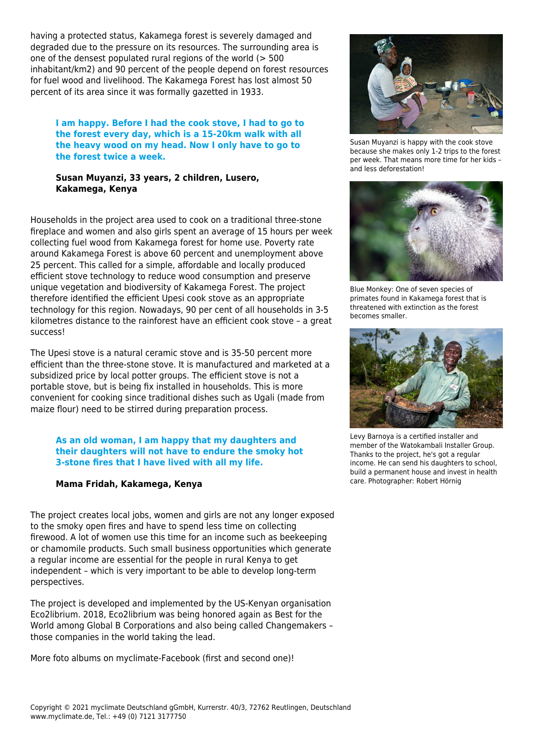having a protected status, Kakamega forest is severely damaged and degraded due to the pressure on its resources. The surrounding area is one of the densest populated rural regions of the world (> 500 inhabitant/km2) and 90 percent of the people depend on forest resources for fuel wood and livelihood. The Kakamega Forest has lost almost 50 percent of its area since it was formally gazetted in 1933.

> **I am happy. Before I had the cook stove, I had to go to the forest every day, which is a 15-20km walk with all the heavy wood on my head. Now I only have to go to the forest twice a week.**
>
> **Susan Muyanzi, 33 years, 2 children, Lusero, Kakamega, Kenya**

Households in the project area used to cook on a traditional three-stone fireplace and women and also girls spent an average of 15 hours per week collecting fuel wood from Kakamega forest for home use. Poverty rate around Kakamega Forest is above 60 percent and unemployment above 25 percent. This called for a simple, affordable and locally produced efficient stove technology to reduce wood consumption and preserve unique vegetation and biodiversity of Kakamega Forest. The project therefore identified the efficient Upesi cook stove as an appropriate technology for this region. Nowadays, 90 per cent of all households in 3-5 kilometres distance to the rainforest have an efficient cook stove – a great success!

The Upesi stove is a natural ceramic stove and is 35-50 percent more efficient than the three-stone stove. It is manufactured and marketed at a subsidized price by local potter groups. The efficient stove is not a portable stove, but is being fix installed in households. This is more convenient for cooking since traditional dishes such as Ugali (made from maize flour) need to be stirred during preparation process.

> **As an old woman, I am happy that my daughters and their daughters will not have to endure the smoky hot 3-stone fires that I have lived with all my life.**
>
> **Mama Fridah, Kakamega, Kenya**

The project creates local jobs, women and girls are not any longer exposed to the smoky open fires and have to spend less time on collecting firewood. A lot of women use this time for an income such as beekeeping or chamomile products. Such small business opportunities which generate a regular income are essential for the people in rural Kenya to get independent – which is very important to be able to develop long-term perspectives.

The project is developed and implemented by the US-Kenyan organisation Eco2librium. 2018, Eco2librium was being honored again as Best for the World among Global B Corporations and also being called Changemakers – those companies in the world taking the lead.

More foto albums on myclimate-Facebook (first and second one)!

Susan Muyanzi is happy with the cook stove because she makes only 1-2 trips to the forest per week. That means more time for her kids – and less deforestation!

Blue Monkey: One of seven species of primates found in Kakamega forest that is threatened with extinction as the forest becomes smaller.

Levy Barnoya is a certified installer and member of the Watokambali Installer Group. Thanks to the project, he's got a regular income. He can send his daughters to school, build a permanent house and invest in health care. Photographer: Robert Hörnig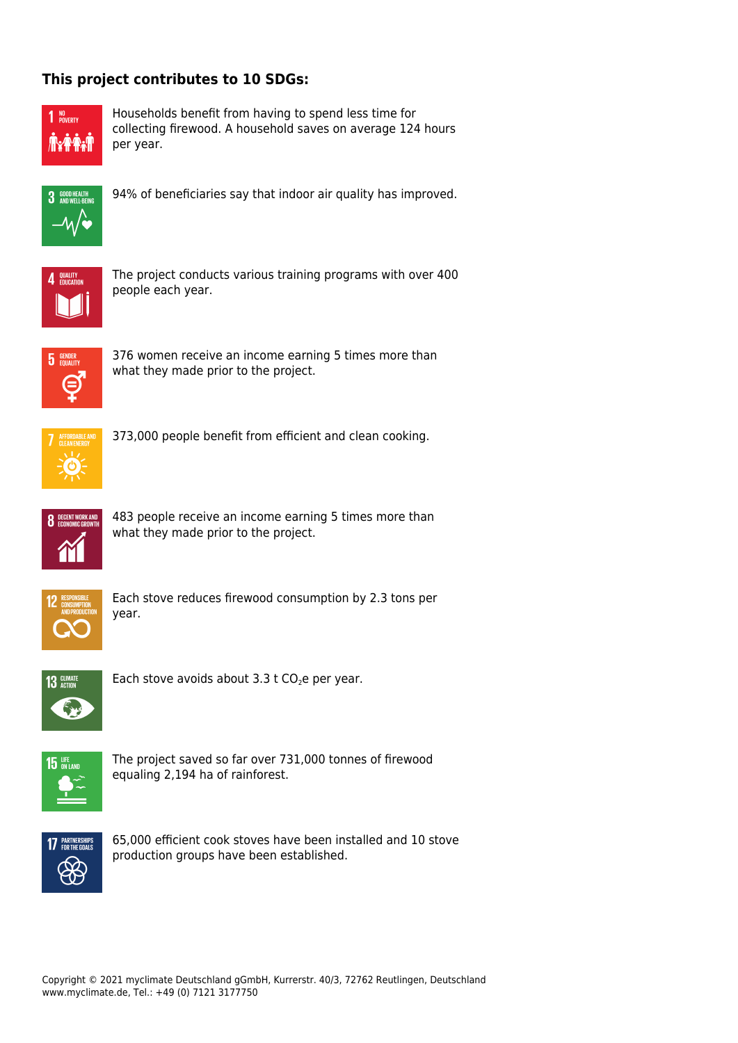### This project contributes to 10 SDGs:

- **1 NO POVERTY**: Households benefit from having to spend less time for collecting firewood. A household saves on average 124 hours per year.
- **3 GOOD HEALTH AND WELL-BEING**: 94% of beneficiaries say that indoor air quality has improved.
- **4 QUALITY EDUCATION**: The project conducts various training programs with over 400 people each year.
- **5 GENDER EQUALITY**: 376 women receive an income earning 5 times more than what they made prior to the project.
- **7 AFFORDABLE AND CLEAN ENERGY**: 373,000 people benefit from efficient and clean cooking.
- **8 DECENT WORK AND ECONOMIC GROWTH**: 483 people receive an income earning 5 times more than what they made prior to the project.
- **12 RESPONSIBLE CONSUMPTION AND PRODUCTION**: Each stove reduces firewood consumption by 2.3 tons per year.
- **13 CLIMATE ACTION**: Each stove avoids about 3.3 t $CO_2e$ per year.
- **15 LIFE ON LAND**: The project saved so far over 731,000 tonnes of firewood equaling 2,194 ha of rainforest.
- **17 PARTNERSHIPS FOR THE GOALS**: 65,000 efficient cook stoves have been installed and 10 stove production groups have been established.

Copyright © 2021 myclimate Deutschland gGmbH, Kurrerstr. 40/3, 72762 Reutlingen, Deutschland
www.myclimate.de, Tel.: +49 (0) 7121 3177750